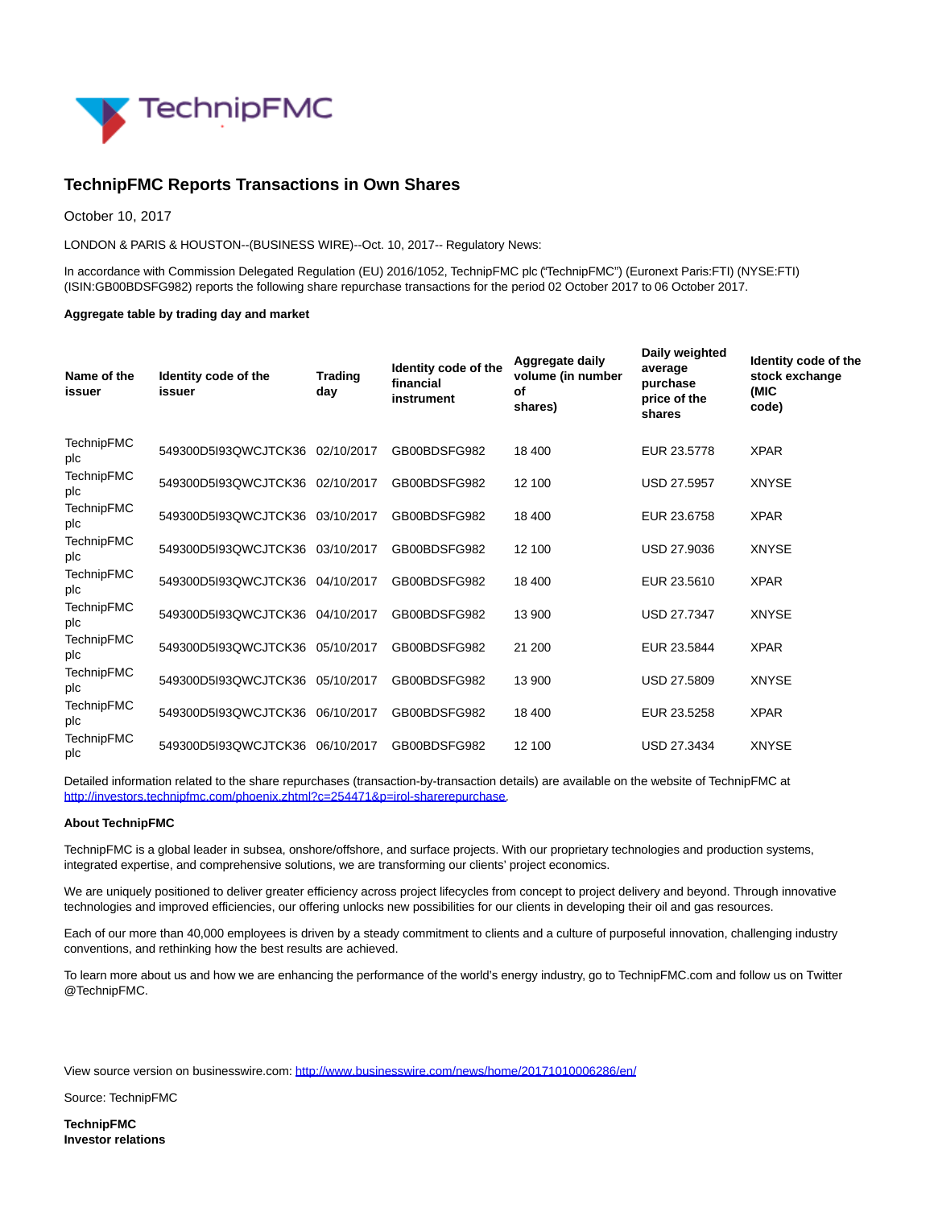# TechnipFMC Reports Transactions in Own Shares

October 10, 2017

LONDON & PARIS & HOUSTON--(BUSINESS WIRE)--Oct. 10, 2017-- Regulatory News:

In accordance with Commission Delegated Regulation (EU) 2016/1052, TechnipFMC plc ("TechnipFMC") (Euronext Paris:FTI) (NYSE:FTI) (ISIN:GB00BDSFG982) reports the following share repurchase transactions for the period 02 October 2017 to 06 October 2017.

**Aggregate table by trading day and market**

| Name of the issuer | Identity code of the issuer | Trading day | Identity code of the financial instrument | Aggregate daily volume (in number of shares) | Daily weighted average purchase price of the shares | Identity code of the stock exchange (MIC code) |
|---|---|---|---|---|---|---|
| TechnipFMC plc | 549300D5I93QWCJTCK36 | 02/10/2017 | GB00BDSFG982 | 18 400 | EUR 23.5778 | XPAR |
| TechnipFMC plc | 549300D5I93QWCJTCK36 | 02/10/2017 | GB00BDSFG982 | 12 100 | USD 27.5957 | XNYSE |
| TechnipFMC plc | 549300D5I93QWCJTCK36 | 03/10/2017 | GB00BDSFG982 | 18 400 | EUR 23.6758 | XPAR |
| TechnipFMC plc | 549300D5I93QWCJTCK36 | 03/10/2017 | GB00BDSFG982 | 12 100 | USD 27.9036 | XNYSE |
| TechnipFMC plc | 549300D5I93QWCJTCK36 | 04/10/2017 | GB00BDSFG982 | 18 400 | EUR 23.5610 | XPAR |
| TechnipFMC plc | 549300D5I93QWCJTCK36 | 04/10/2017 | GB00BDSFG982 | 13 900 | USD 27.7347 | XNYSE |
| TechnipFMC plc | 549300D5I93QWCJTCK36 | 05/10/2017 | GB00BDSFG982 | 21 200 | EUR 23.5844 | XPAR |
| TechnipFMC plc | 549300D5I93QWCJTCK36 | 05/10/2017 | GB00BDSFG982 | 13 900 | USD 27.5809 | XNYSE |
| TechnipFMC plc | 549300D5I93QWCJTCK36 | 06/10/2017 | GB00BDSFG982 | 18 400 | EUR 23.5258 | XPAR |
| TechnipFMC plc | 549300D5I93QWCJTCK36 | 06/10/2017 | GB00BDSFG982 | 12 100 | USD 27.3434 | XNYSE |

Detailed information related to the share repurchases (transaction-by-transaction details) are available on the website of TechnipFMC at http://investors.technipfmc.com/phoenix.zhtml?c=254471&p=irol-sharerepurchase.

**About TechnipFMC**

TechnipFMC is a global leader in subsea, onshore/offshore, and surface projects. With our proprietary technologies and production systems, integrated expertise, and comprehensive solutions, we are transforming our clients' project economics.

We are uniquely positioned to deliver greater efficiency across project lifecycles from concept to project delivery and beyond. Through innovative technologies and improved efficiencies, our offering unlocks new possibilities for our clients in developing their oil and gas resources.

Each of our more than 40,000 employees is driven by a steady commitment to clients and a culture of purposeful innovation, challenging industry conventions, and rethinking how the best results are achieved.

To learn more about us and how we are enhancing the performance of the world's energy industry, go to TechnipFMC.com and follow us on Twitter @TechnipFMC.

View source version on businesswire.com: http://www.businesswire.com/news/home/20171010006286/en/

Source: TechnipFMC

**TechnipFMC**
**Investor relations**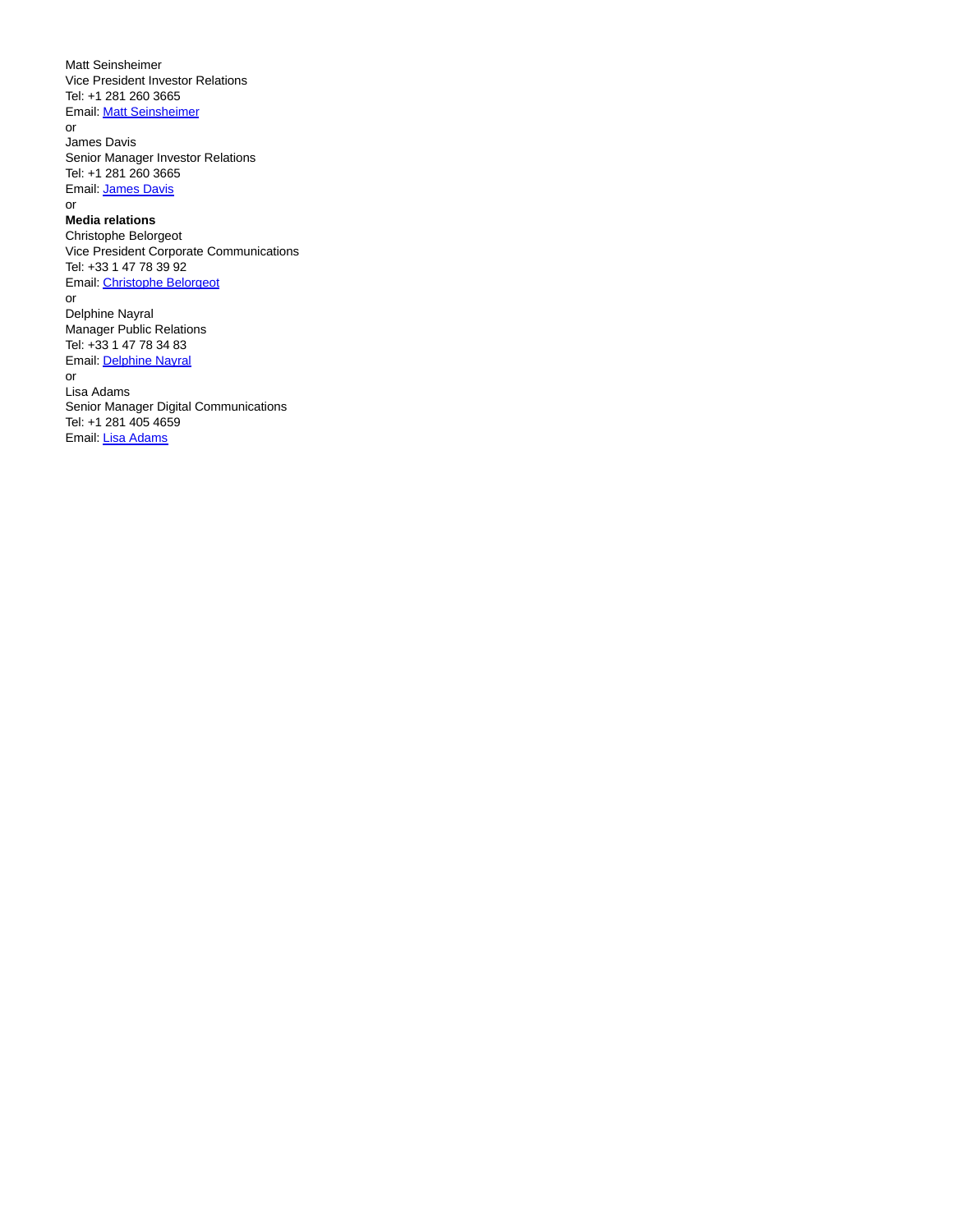Matt Seinsheimer
Vice President Investor Relations
Tel: +1 281 260 3665
Email: Matt Seinsheimer
or
James Davis
Senior Manager Investor Relations
Tel: +1 281 260 3665
Email: James Davis
or

**Media relations**

Christophe Belorgeot
Vice President Corporate Communications
Tel: +33 1 47 78 39 92
Email: Christophe Belorgeot
or
Delphine Nayral
Manager Public Relations
Tel: +33 1 47 78 34 83
Email: Delphine Nayral
or
Lisa Adams
Senior Manager Digital Communications
Tel: +1 281 405 4659
Email: Lisa Adams